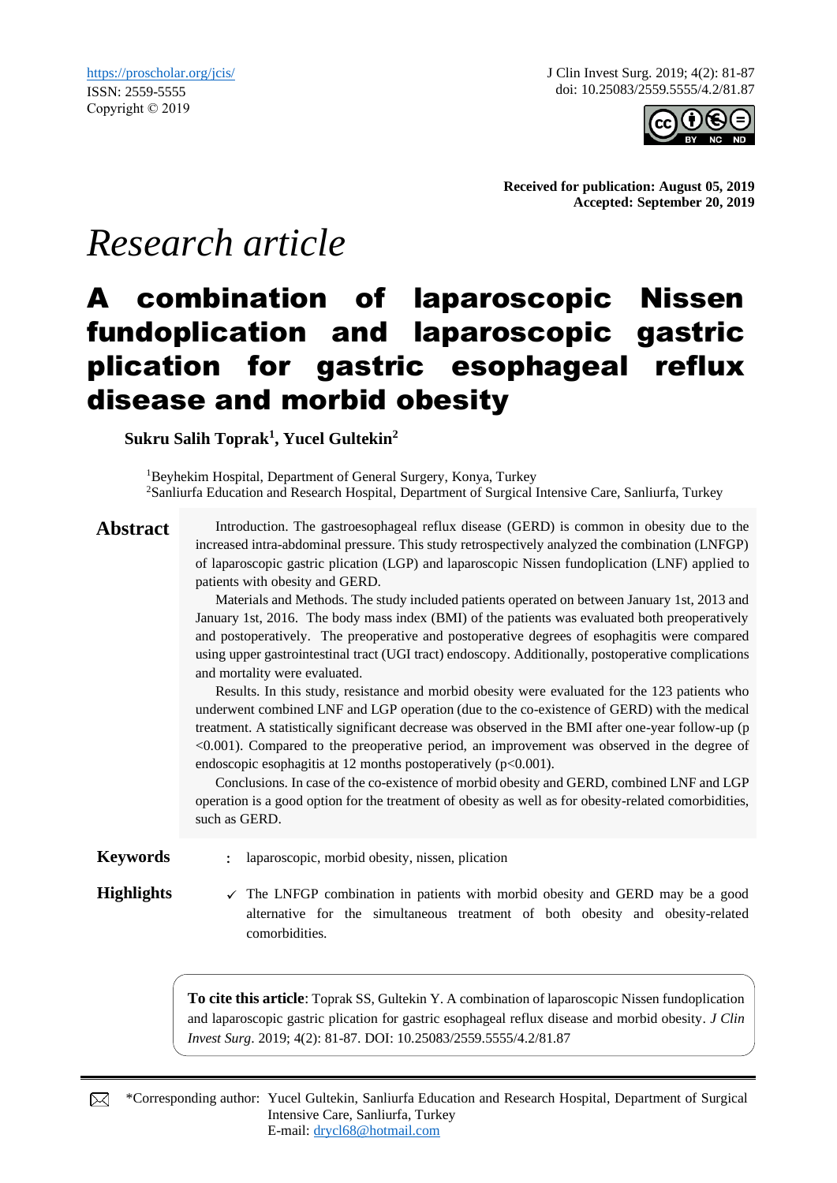https://proscholar.org/jcis/
ISSN: 2559-5555
Copyright © 2019

J Clin Invest Surg. 2019; 4(2): 81-87
doi: 10.25083/2559.5555/4.2/81.87

**Received for publication: August 05, 2019**
**Accepted: September 20, 2019**

*Research article*

# A combination of laparoscopic Nissen fundoplication and laparoscopic gastric plication for gastric esophageal reflux disease and morbid obesity

**Sukru Salih Toprak[1], Yucel Gultekin[2]**

[1]Beyhekim Hospital, Department of General Surgery, Konya, Turkey
[2]Sanliurfa Education and Research Hospital, Department of Surgical Intensive Care, Sanliurfa, Turkey

## Abstract

Introduction. The gastroesophageal reflux disease (GERD) is common in obesity due to the increased intra-abdominal pressure. This study retrospectively analyzed the combination (LNFGP) of laparoscopic gastric plication (LGP) and laparoscopic Nissen fundoplication (LNF) applied to patients with obesity and GERD.

Materials and Methods. The study included patients operated on between January 1st, 2013 and January 1st, 2016. The body mass index (BMI) of the patients was evaluated both preoperatively and postoperatively. The preoperative and postoperative degrees of esophagitis were compared using upper gastrointestinal tract (UGI tract) endoscopy. Additionally, postoperative complications and mortality were evaluated.

Results. In this study, resistance and morbid obesity were evaluated for the 123 patients who underwent combined LNF and LGP operation (due to the co-existence of GERD) with the medical treatment. A statistically significant decrease was observed in the BMI after one-year follow-up ($p < 0.001$). Compared to the preoperative period, an improvement was observed in the degree of endoscopic esophagitis at 12 months postoperatively ($p < 0.001$).

Conclusions. In case of the co-existence of morbid obesity and GERD, combined LNF and LGP operation is a good option for the treatment of obesity as well as for obesity-related comorbidities, such as GERD.

**Keywords** : laparoscopic, morbid obesity, nissen, plication

**Highlights**

- ✓ The LNFGP combination in patients with morbid obesity and GERD may be a good alternative for the simultaneous treatment of both obesity and obesity-related comorbidities.

**To cite this article**: Toprak SS, Gultekin Y. A combination of laparoscopic Nissen fundoplication and laparoscopic gastric plication for gastric esophageal reflux disease and morbid obesity. *J Clin Invest Surg*. 2019; 4(2): 81-87. DOI: 10.25083/2559.5555/4.2/81.87

*Corresponding author: Yucel Gultekin, Sanliurfa Education and Research Hospital, Department of Surgical Intensive Care, Sanliurfa, Turkey
E-mail: drycl68@hotmail.com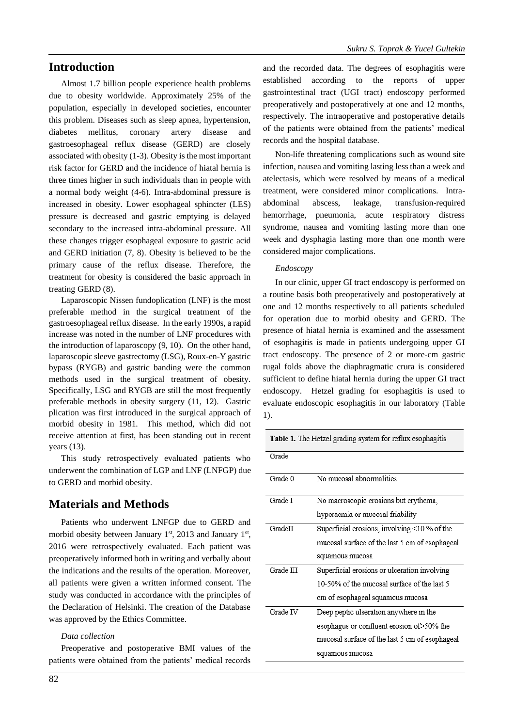## Introduction

Almost 1.7 billion people experience health problems due to obesity worldwide. Approximately 25% of the population, especially in developed societies, encounter this problem. Diseases such as sleep apnea, hypertension, diabetes mellitus, coronary artery disease and gastroesophageal reflux disease (GERD) are closely associated with obesity (1-3). Obesity is the most important risk factor for GERD and the incidence of hiatal hernia is three times higher in such individuals than in people with a normal body weight (4-6). Intra-abdominal pressure is increased in obesity. Lower esophageal sphincter (LES) pressure is decreased and gastric emptying is delayed secondary to the increased intra-abdominal pressure. All these changes trigger esophageal exposure to gastric acid and GERD initiation (7, 8). Obesity is believed to be the primary cause of the reflux disease. Therefore, the treatment for obesity is considered the basic approach in treating GERD (8).

Laparoscopic Nissen fundoplication (LNF) is the most preferable method in the surgical treatment of the gastroesophageal reflux disease. In the early 1990s, a rapid increase was noted in the number of LNF procedures with the introduction of laparoscopy (9, 10). On the other hand, laparoscopic sleeve gastrectomy (LSG), Roux-en-Y gastric bypass (RYGB) and gastric banding were the common methods used in the surgical treatment of obesity. Specifically, LSG and RYGB are still the most frequently preferable methods in obesity surgery (11, 12). Gastric plication was first introduced in the surgical approach of morbid obesity in 1981. This method, which did not receive attention at first, has been standing out in recent years (13).

This study retrospectively evaluated patients who underwent the combination of LGP and LNF (LNFGP) due to GERD and morbid obesity.

## Materials and Methods

Patients who underwent LNFGP due to GERD and morbid obesity between January 1st, 2013 and January 1st, 2016 were retrospectively evaluated. Each patient was preoperatively informed both in writing and verbally about the indications and the results of the operation. Moreover, all patients were given a written informed consent. The study was conducted in accordance with the principles of the Declaration of Helsinki. The creation of the Database was approved by the Ethics Committee.

### *Data collection*

Preoperative and postoperative BMI values of the patients were obtained from the patients' medical records and the recorded data. The degrees of esophagitis were established according to the reports of upper gastrointestinal tract (UGI tract) endoscopy performed preoperatively and postoperatively at one and 12 months, respectively. The intraoperative and postoperative details of the patients were obtained from the patients' medical records and the hospital database.

Non-life threatening complications such as wound site infection, nausea and vomiting lasting less than a week and atelectasis, which were resolved by means of a medical treatment, were considered minor complications. Intra-abdominal abscess, leakage, transfusion-required hemorrhage, pneumonia, acute respiratory distress syndrome, nausea and vomiting lasting more than one week and dysphagia lasting more than one month were considered major complications.

### *Endoscopy*

In our clinic, upper GI tract endoscopy is performed on a routine basis both preoperatively and postoperatively at one and 12 months respectively to all patients scheduled for operation due to morbid obesity and GERD. The presence of hiatal hernia is examined and the assessment of esophagitis is made in patients undergoing upper GI tract endoscopy. The presence of 2 or more-cm gastric rugal folds above the diaphragmatic crura is considered sufficient to define hiatal hernia during the upper GI tract endoscopy. Hetzel grading for esophagitis is used to evaluate endoscopic esophagitis in our laboratory (Table 1).

**Table 1.** The Hetzel grading system for reflux esophagitis

| Grade | |
|---|---|
| Grade 0 | No mucosal abnormalities |
| Grade I | No macroscopic erosions but erythema, hyperaemia or mucosal friability |
| GradeII | Superficial erosions, involving <10 % of the mucosal surface of the last 5 cm of esophageal squamous mucosa |
| Grade III | Superficial erosions or ulceration involving 10-50% of the mucosal surface of the last 5 cm of esophageal squamous mucosa |
| Grade IV | Deep peptic ulseration anywhere in the esophagus or confluent erosion of>50% the mucosal surface of the last 5 cm of esophageal squamous mucosa |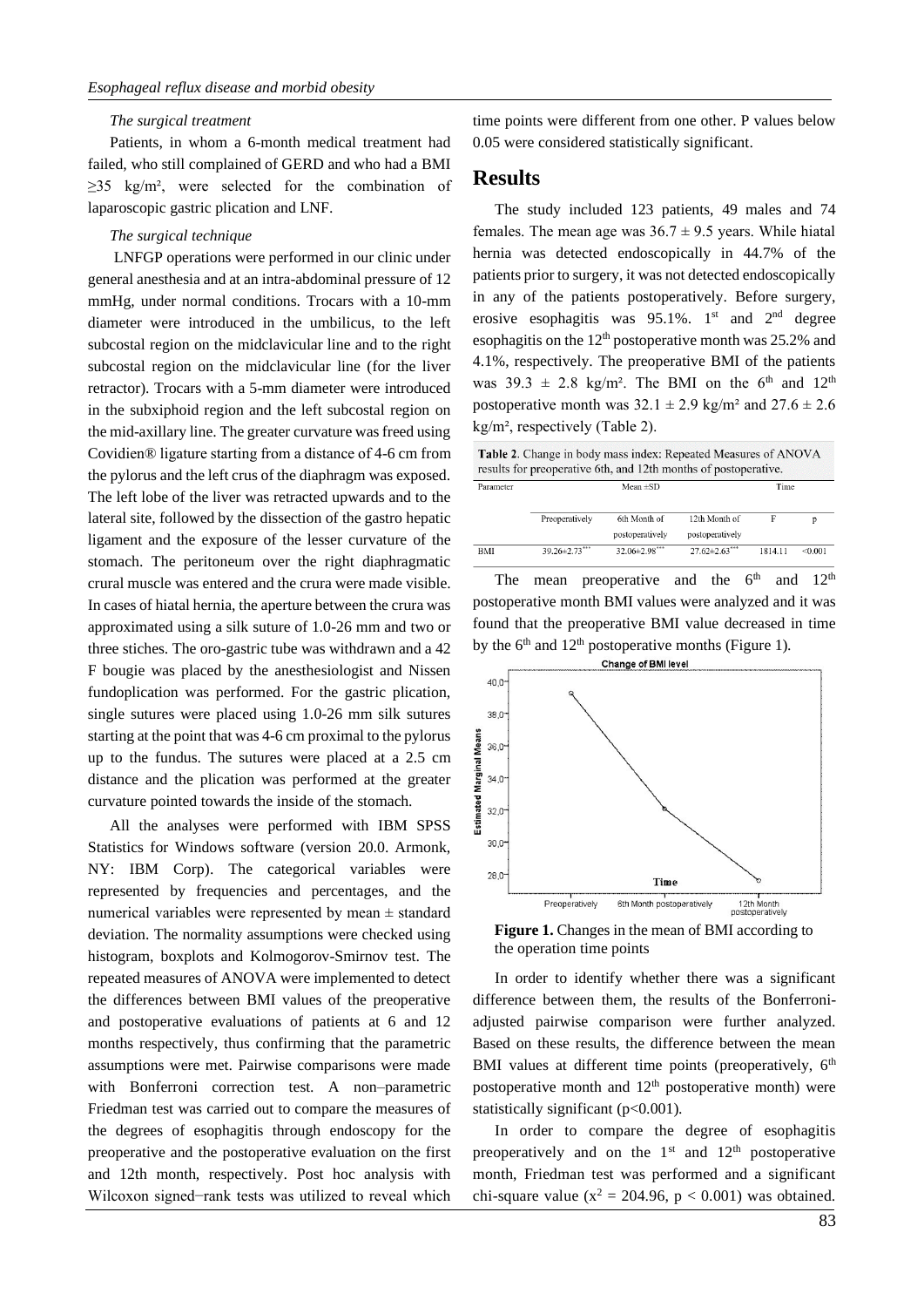*The surgical treatment*

Patients, in whom a 6-month medical treatment had failed, who still complained of GERD and who had a BMI ≥35 kg/m², were selected for the combination of laparoscopic gastric plication and LNF.

*The surgical technique*

LNFGP operations were performed in our clinic under general anesthesia and at an intra-abdominal pressure of 12 mmHg, under normal conditions. Trocars with a 10-mm diameter were introduced in the umbilicus, to the left subcostal region on the midclavicular line and to the right subcostal region on the midclavicular line (for the liver retractor). Trocars with a 5-mm diameter were introduced in the subxiphoid region and the left subcostal region on the mid-axillary line. The greater curvature was freed using Covidien® ligature starting from a distance of 4-6 cm from the pylorus and the left crus of the diaphragm was exposed. The left lobe of the liver was retracted upwards and to the lateral site, followed by the dissection of the gastro hepatic ligament and the exposure of the lesser curvature of the stomach. The peritoneum over the right diaphragmatic crural muscle was entered and the crura were made visible. In cases of hiatal hernia, the aperture between the crura was approximated using a silk suture of 1.0-26 mm and two or three stiches. The oro-gastric tube was withdrawn and a 42 F bougie was placed by the anesthesiologist and Nissen fundoplication was performed. For the gastric plication, single sutures were placed using 1.0-26 mm silk sutures starting at the point that was 4-6 cm proximal to the pylorus up to the fundus. The sutures were placed at a 2.5 cm distance and the plication was performed at the greater curvature pointed towards the inside of the stomach.

All the analyses were performed with IBM SPSS Statistics for Windows software (version 20.0. Armonk, NY: IBM Corp). The categorical variables were represented by frequencies and percentages, and the numerical variables were represented by mean ± standard deviation. The normality assumptions were checked using histogram, boxplots and Kolmogorov-Smirnov test. The repeated measures of ANOVA were implemented to detect the differences between BMI values of the preoperative and postoperative evaluations of patients at 6 and 12 months respectively, thus confirming that the parametric assumptions were met. Pairwise comparisons were made with Bonferroni correction test. A non–parametric Friedman test was carried out to compare the measures of the degrees of esophagitis through endoscopy for the preoperative and the postoperative evaluation on the first and 12th month, respectively. Post hoc analysis with Wilcoxon signed−rank tests was utilized to reveal which time points were different from one other. P values below 0.05 were considered statistically significant.

## Results

The study included 123 patients, 49 males and 74 females. The mean age was 36.7 ± 9.5 years. While hiatal hernia was detected endoscopically in 44.7% of the patients prior to surgery, it was not detected endoscopically in any of the patients postoperatively. Before surgery, erosive esophagitis was 95.1%. 1st and 2nd degree esophagitis on the 12th postoperative month was 25.2% and 4.1%, respectively. The preoperative BMI of the patients was 39.3 ± 2.8 kg/m². The BMI on the 6th and 12th postoperative month was 32.1 ± 2.9 kg/m² and 27.6 ± 2.6 kg/m², respectively (Table 2).

**Table 2**. Change in body mass index: Repeated Measures of ANOVA results for preoperative 6th, and 12th months of postoperative.

| Parameter | Mean ±SD | | | Time | |
|---|---|---|---|---|---|
| | Preoperatively | 6th Month of postoperatively | 12th Month of postoperatively | F | p |
| BMI | 39.26±2.73*** | 32.06±2.98*** | 27.62±2.63*** | 1814.11 | <0.001 |

The mean preoperative and the 6th and 12th postoperative month BMI values were analyzed and it was found that the preoperative BMI value decreased in time by the 6th and 12th postoperative months (Figure 1).

**Figure 1.** Changes in the mean of BMI according to the operation time points

In order to identify whether there was a significant difference between them, the results of the Bonferroni-adjusted pairwise comparison were further analyzed. Based on these results, the difference between the mean BMI values at different time points (preoperatively, 6th postoperative month and 12th postoperative month) were statistically significant (p<0.001).

In order to compare the degree of esophagitis preoperatively and on the 1st and 12th postoperative month, Friedman test was performed and a significant chi-square value ($x^2$ = 204.96, p < 0.001) was obtained.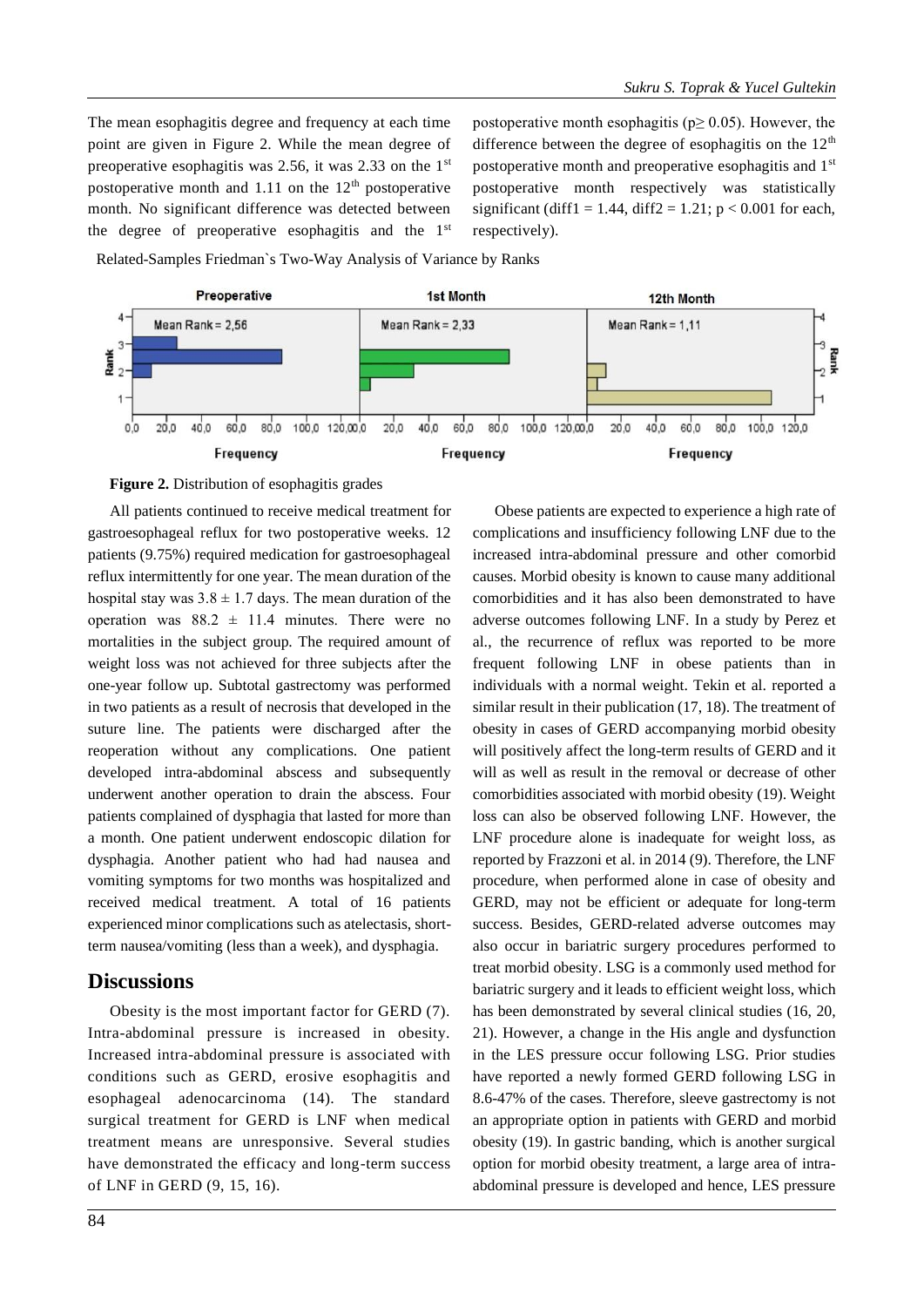The mean esophagitis degree and frequency at each time point are given in Figure 2. While the mean degree of preoperative esophagitis was 2.56, it was 2.33 on the 1st postoperative month and 1.11 on the 12th postoperative month. No significant difference was detected between the degree of preoperative esophagitis and the 1st postoperative month esophagitis ($p \geq 0.05$). However, the difference between the degree of esophagitis on the 12th postoperative month and preoperative esophagitis and 1st postoperative month respectively was statistically significant (diff1 = 1.44, diff2 = 1.21; $p < 0.001$ for each, respectively).

Related-Samples Friedman`s Two-Way Analysis of Variance by Ranks

**Figure 2.** Distribution of esophagitis grades

All patients continued to receive medical treatment for gastroesophageal reflux for two postoperative weeks. 12 patients (9.75%) required medication for gastroesophageal reflux intermittently for one year. The mean duration of the hospital stay was 3.8 ± 1.7 days. The mean duration of the operation was 88.2 ± 11.4 minutes. There were no mortalities in the subject group. The required amount of weight loss was not achieved for three subjects after the one-year follow up. Subtotal gastrectomy was performed in two patients as a result of necrosis that developed in the suture line. The patients were discharged after the reoperation without any complications. One patient developed intra-abdominal abscess and subsequently underwent another operation to drain the abscess. Four patients complained of dysphagia that lasted for more than a month. One patient underwent endoscopic dilation for dysphagia. Another patient who had had nausea and vomiting symptoms for two months was hospitalized and received medical treatment. A total of 16 patients experienced minor complications such as atelectasis, short-term nausea/vomiting (less than a week), and dysphagia.

## Discussions

Obesity is the most important factor for GERD (7). Intra-abdominal pressure is increased in obesity. Increased intra-abdominal pressure is associated with conditions such as GERD, erosive esophagitis and esophageal adenocarcinoma (14). The standard surgical treatment for GERD is LNF when medical treatment means are unresponsive. Several studies have demonstrated the efficacy and long-term success of LNF in GERD (9, 15, 16).

Obese patients are expected to experience a high rate of complications and insufficiency following LNF due to the increased intra-abdominal pressure and other comorbid causes. Morbid obesity is known to cause many additional comorbidities and it has also been demonstrated to have adverse outcomes following LNF. In a study by Perez et al., the recurrence of reflux was reported to be more frequent following LNF in obese patients than in individuals with a normal weight. Tekin et al. reported a similar result in their publication (17, 18). The treatment of obesity in cases of GERD accompanying morbid obesity will positively affect the long-term results of GERD and it will as well as result in the removal or decrease of other comorbidities associated with morbid obesity (19). Weight loss can also be observed following LNF. However, the LNF procedure alone is inadequate for weight loss, as reported by Frazzoni et al. in 2014 (9). Therefore, the LNF procedure, when performed alone in case of obesity and GERD, may not be efficient or adequate for long-term success. Besides, GERD-related adverse outcomes may also occur in bariatric surgery procedures performed to treat morbid obesity. LSG is a commonly used method for bariatric surgery and it leads to efficient weight loss, which has been demonstrated by several clinical studies (16, 20, 21). However, a change in the His angle and dysfunction in the LES pressure occur following LSG. Prior studies have reported a newly formed GERD following LSG in 8.6-47% of the cases. Therefore, sleeve gastrectomy is not an appropriate option in patients with GERD and morbid obesity (19). In gastric banding, which is another surgical option for morbid obesity treatment, a large area of intra-abdominal pressure is developed and hence, LES pressure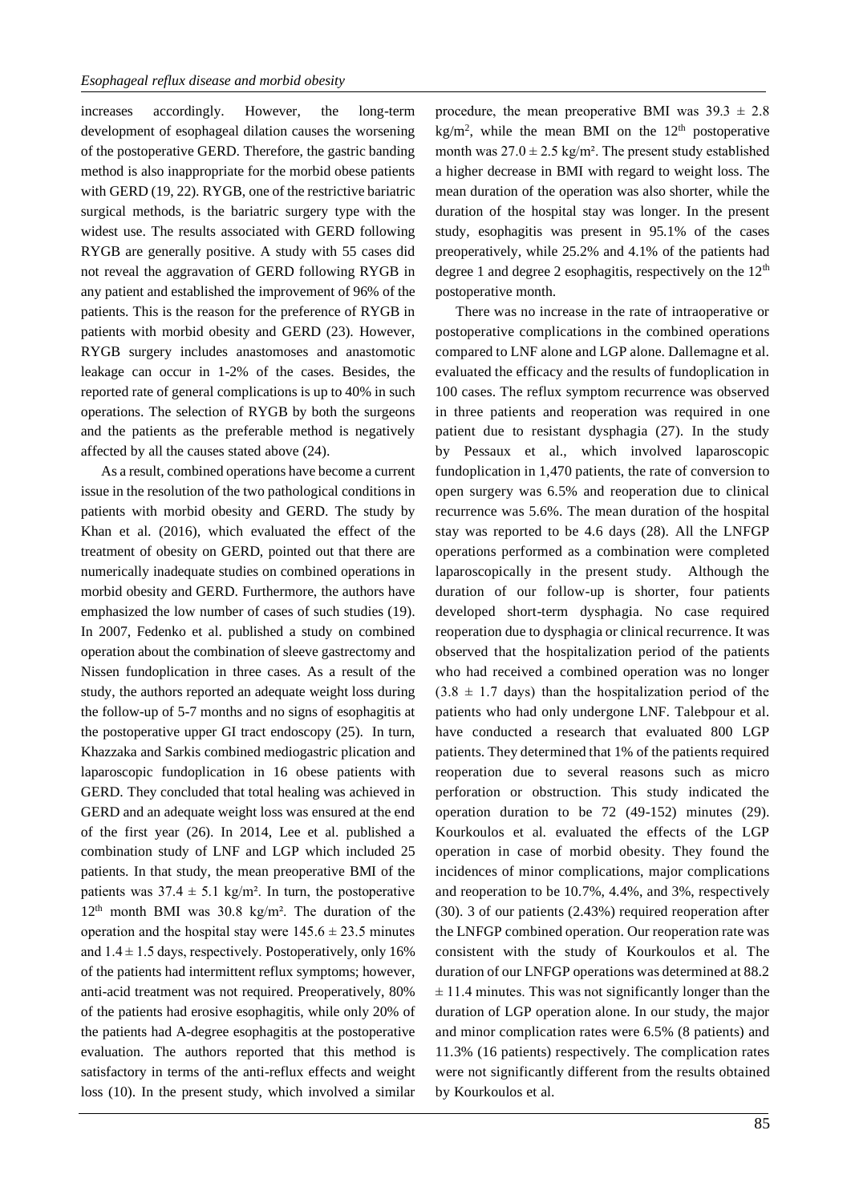increases accordingly. However, the long-term development of esophageal dilation causes the worsening of the postoperative GERD. Therefore, the gastric banding method is also inappropriate for the morbid obese patients with GERD (19, 22). RYGB, one of the restrictive bariatric surgical methods, is the bariatric surgery type with the widest use. The results associated with GERD following RYGB are generally positive. A study with 55 cases did not reveal the aggravation of GERD following RYGB in any patient and established the improvement of 96% of the patients. This is the reason for the preference of RYGB in patients with morbid obesity and GERD (23). However, RYGB surgery includes anastomoses and anastomotic leakage can occur in 1-2% of the cases. Besides, the reported rate of general complications is up to 40% in such operations. The selection of RYGB by both the surgeons and the patients as the preferable method is negatively affected by all the causes stated above (24).

As a result, combined operations have become a current issue in the resolution of the two pathological conditions in patients with morbid obesity and GERD. The study by Khan et al. (2016), which evaluated the effect of the treatment of obesity on GERD, pointed out that there are numerically inadequate studies on combined operations in morbid obesity and GERD. Furthermore, the authors have emphasized the low number of cases of such studies (19). In 2007, Fedenko et al. published a study on combined operation about the combination of sleeve gastrectomy and Nissen fundoplication in three cases. As a result of the study, the authors reported an adequate weight loss during the follow-up of 5-7 months and no signs of esophagitis at the postoperative upper GI tract endoscopy (25). In turn, Khazzaka and Sarkis combined mediogastric plication and laparoscopic fundoplication in 16 obese patients with GERD. They concluded that total healing was achieved in GERD and an adequate weight loss was ensured at the end of the first year (26). In 2014, Lee et al. published a combination study of LNF and LGP which included 25 patients. In that study, the mean preoperative BMI of the patients was $37.4 \pm 5.1$ kg/m². In turn, the postoperative 12th month BMI was 30.8 kg/m². The duration of the operation and the hospital stay were $145.6 \pm 23.5$ minutes and $1.4 \pm 1.5$ days, respectively. Postoperatively, only 16% of the patients had intermittent reflux symptoms; however, anti-acid treatment was not required. Preoperatively, 80% of the patients had erosive esophagitis, while only 20% of the patients had A-degree esophagitis at the postoperative evaluation. The authors reported that this method is satisfactory in terms of the anti-reflux effects and weight loss (10). In the present study, which involved a similar procedure, the mean preoperative BMI was $39.3 \pm 2.8$ kg/m², while the mean BMI on the 12th postoperative month was $27.0 \pm 2.5$ kg/m². The present study established a higher decrease in BMI with regard to weight loss. The mean duration of the operation was also shorter, while the duration of the hospital stay was longer. In the present study, esophagitis was present in 95.1% of the cases preoperatively, while 25.2% and 4.1% of the patients had degree 1 and degree 2 esophagitis, respectively on the 12th postoperative month.

There was no increase in the rate of intraoperative or postoperative complications in the combined operations compared to LNF alone and LGP alone. Dallemagne et al. evaluated the efficacy and the results of fundoplication in 100 cases. The reflux symptom recurrence was observed in three patients and reoperation was required in one patient due to resistant dysphagia (27). In the study by Pessaux et al., which involved laparoscopic fundoplication in 1,470 patients, the rate of conversion to open surgery was 6.5% and reoperation due to clinical recurrence was 5.6%. The mean duration of the hospital stay was reported to be 4.6 days (28). All the LNFGP operations performed as a combination were completed laparoscopically in the present study. Although the duration of our follow-up is shorter, four patients developed short-term dysphagia. No case required reoperation due to dysphagia or clinical recurrence. It was observed that the hospitalization period of the patients who had received a combined operation was no longer ($3.8 \pm 1.7$ days) than the hospitalization period of the patients who had only undergone LNF. Talebpour et al. have conducted a research that evaluated 800 LGP patients. They determined that 1% of the patients required reoperation due to several reasons such as micro perforation or obstruction. This study indicated the operation duration to be 72 (49-152) minutes (29). Kourkoulos et al. evaluated the effects of the LGP operation in case of morbid obesity. They found the incidences of minor complications, major complications and reoperation to be 10.7%, 4.4%, and 3%, respectively (30). 3 of our patients (2.43%) required reoperation after the LNFGP combined operation. Our reoperation rate was consistent with the study of Kourkoulos et al. The duration of our LNFGP operations was determined at $88.2 \pm 11.4$ minutes. This was not significantly longer than the duration of LGP operation alone. In our study, the major and minor complication rates were 6.5% (8 patients) and 11.3% (16 patients) respectively. The complication rates were not significantly different from the results obtained by Kourkoulos et al.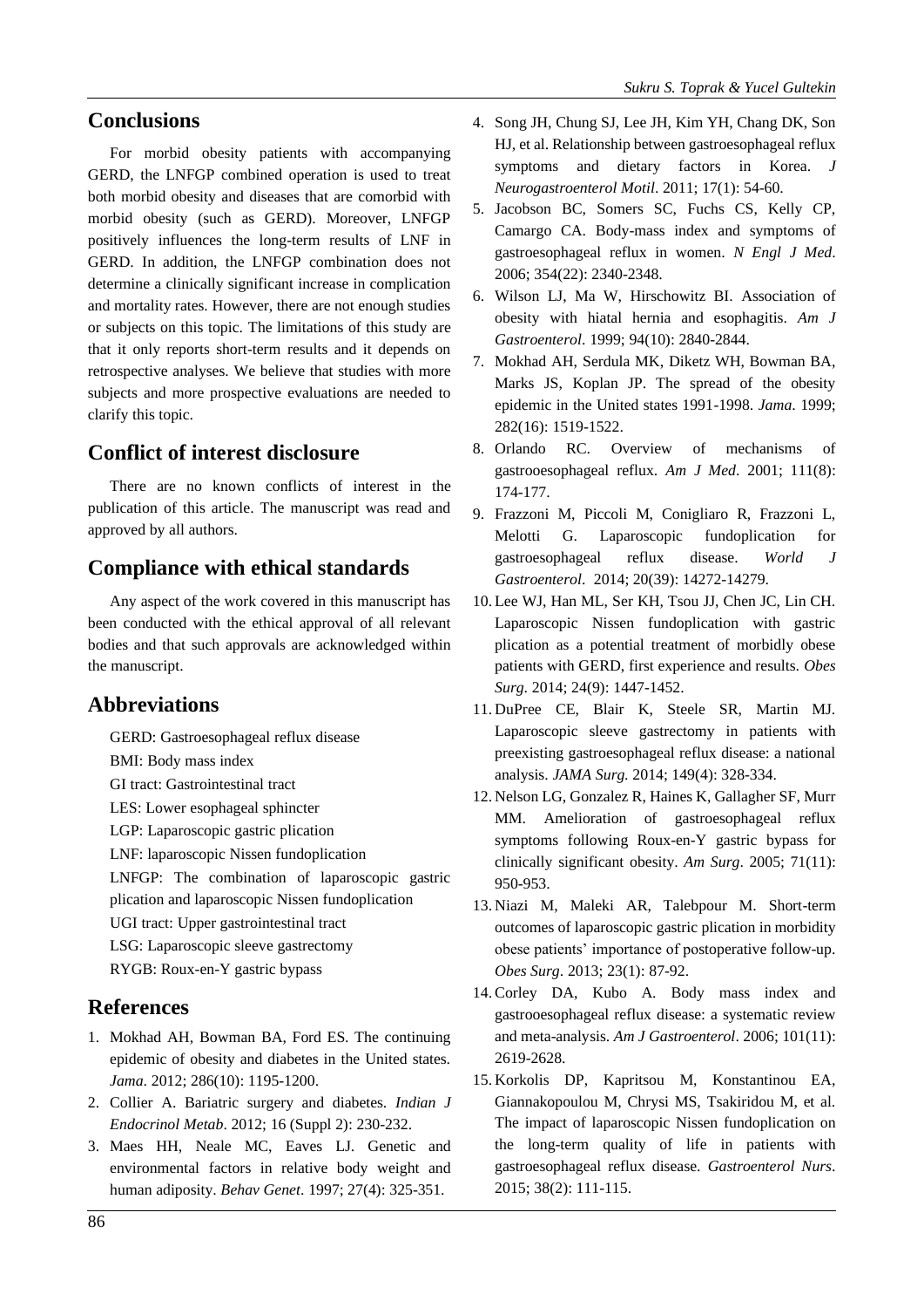## Conclusions

For morbid obesity patients with accompanying GERD, the LNFGP combined operation is used to treat both morbid obesity and diseases that are comorbid with morbid obesity (such as GERD). Moreover, LNFGP positively influences the long-term results of LNF in GERD. In addition, the LNFGP combination does not determine a clinically significant increase in complication and mortality rates. However, there are not enough studies or subjects on this topic. The limitations of this study are that it only reports short-term results and it depends on retrospective analyses. We believe that studies with more subjects and more prospective evaluations are needed to clarify this topic.

## Conflict of interest disclosure

There are no known conflicts of interest in the publication of this article. The manuscript was read and approved by all authors.

## Compliance with ethical standards

Any aspect of the work covered in this manuscript has been conducted with the ethical approval of all relevant bodies and that such approvals are acknowledged within the manuscript.

## Abbreviations

GERD: Gastroesophageal reflux disease
BMI: Body mass index
GI tract: Gastrointestinal tract
LES: Lower esophageal sphincter
LGP: Laparoscopic gastric plication
LNF: laparoscopic Nissen fundoplication
LNFGP: The combination of laparoscopic gastric plication and laparoscopic Nissen fundoplication
UGI tract: Upper gastrointestinal tract
LSG: Laparoscopic sleeve gastrectomy
RYGB: Roux-en-Y gastric bypass

## References

1. Mokhad AH, Bowman BA, Ford ES. The continuing epidemic of obesity and diabetes in the United states. *Jama*. 2012; 286(10): 1195-1200.
2. Collier A. Bariatric surgery and diabetes. *Indian J Endocrinol Metab*. 2012; 16 (Suppl 2): 230-232.
3. Maes HH, Neale MC, Eaves LJ. Genetic and environmental factors in relative body weight and human adiposity. *Behav Genet*. 1997; 27(4): 325-351.
4. Song JH, Chung SJ, Lee JH, Kim YH, Chang DK, Son HJ, et al. Relationship between gastroesophageal reflux symptoms and dietary factors in Korea. *J Neurogastroenterol Motil*. 2011; 17(1): 54-60.
5. Jacobson BC, Somers SC, Fuchs CS, Kelly CP, Camargo CA. Body-mass index and symptoms of gastroesophageal reflux in women. *N Engl J Med*. 2006; 354(22): 2340-2348.
6. Wilson LJ, Ma W, Hirschowitz BI. Association of obesity with hiatal hernia and esophagitis. *Am J Gastroenterol*. 1999; 94(10): 2840-2844.
7. Mokhad AH, Serdula MK, Diketz WH, Bowman BA, Marks JS, Koplan JP. The spread of the obesity epidemic in the United states 1991-1998. *Jama*. 1999; 282(16): 1519-1522.
8. Orlando RC. Overview of mechanisms of gastrooesophageal reflux. *Am J Med*. 2001; 111(8): 174-177.
9. Frazzoni M, Piccoli M, Conigliaro R, Frazzoni L, Melotti G. Laparoscopic fundoplication for gastroesophageal reflux disease. *World J Gastroenterol*. 2014; 20(39): 14272-14279.
10. Lee WJ, Han ML, Ser KH, Tsou JJ, Chen JC, Lin CH. Laparoscopic Nissen fundoplication with gastric plication as a potential treatment of morbidly obese patients with GERD, first experience and results. *Obes Surg*. 2014; 24(9): 1447-1452.
11. DuPree CE, Blair K, Steele SR, Martin MJ. Laparoscopic sleeve gastrectomy in patients with preexisting gastroesophageal reflux disease: a national analysis. *JAMA Surg.* 2014; 149(4): 328-334.
12. Nelson LG, Gonzalez R, Haines K, Gallagher SF, Murr MM. Amelioration of gastroesophageal reflux symptoms following Roux-en-Y gastric bypass for clinically significant obesity. *Am Surg*. 2005; 71(11): 950-953.
13. Niazi M, Maleki AR, Talebpour M. Short-term outcomes of laparoscopic gastric plication in morbidity obese patients' importance of postoperative follow-up. *Obes Surg*. 2013; 23(1): 87-92.
14. Corley DA, Kubo A. Body mass index and gastrooesophageal reflux disease: a systematic review and meta-analysis. *Am J Gastroenterol*. 2006; 101(11): 2619-2628.
15. Korkolis DP, Kapritsou M, Konstantinou EA, Giannakopoulou M, Chrysi MS, Tsakiridou M, et al. The impact of laparoscopic Nissen fundoplication on the long-term quality of life in patients with gastroesophageal reflux disease. *Gastroenterol Nurs*. 2015; 38(2): 111-115.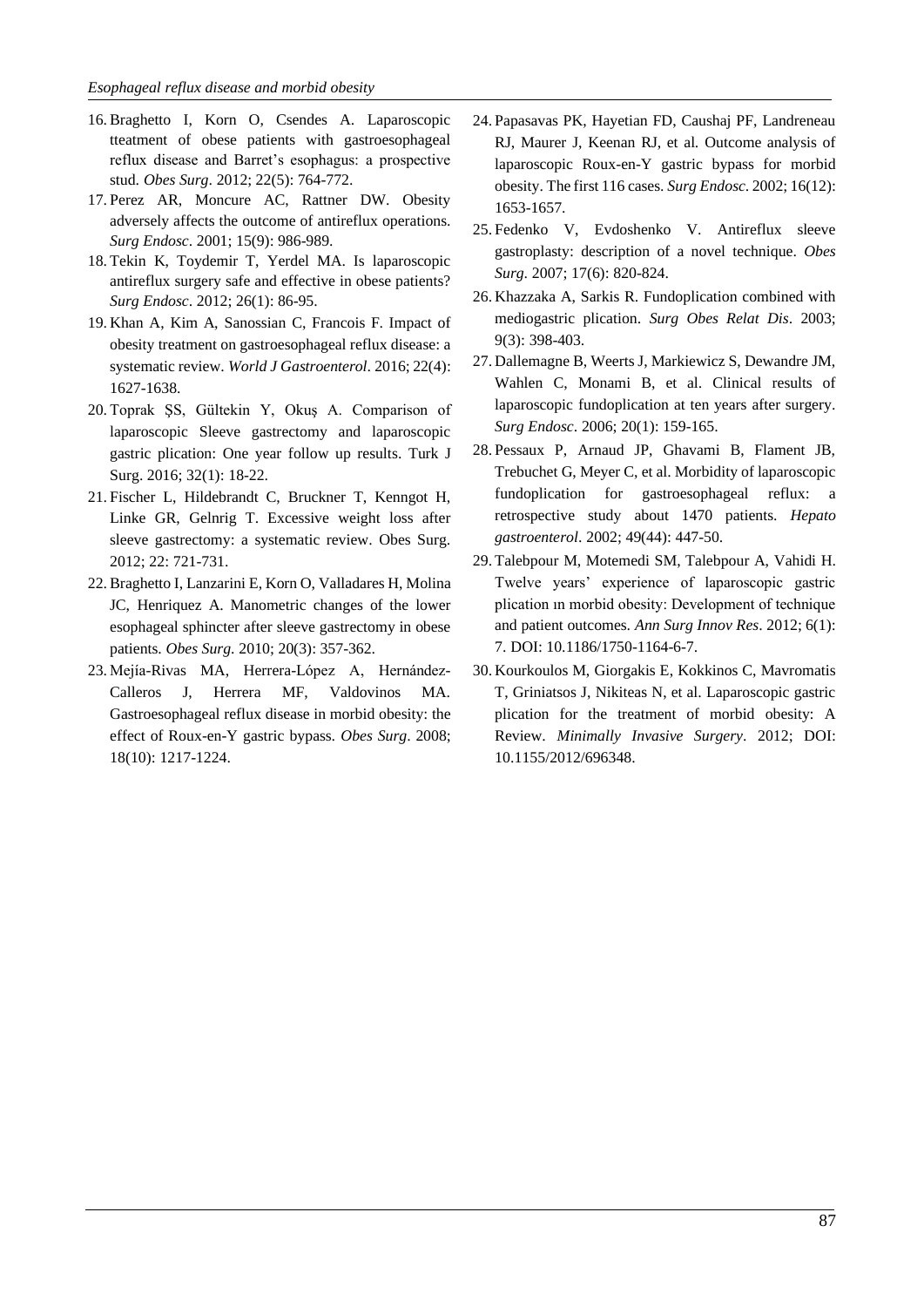16. Braghetto I, Korn O, Csendes A. Laparoscopic tteatment of obese patients with gastroesophageal reflux disease and Barret's esophagus: a prospective stud. *Obes Surg*. 2012; 22(5): 764-772.
17. Perez AR, Moncure AC, Rattner DW. Obesity adversely affects the outcome of antireflux operations. *Surg Endosc*. 2001; 15(9): 986-989.
18. Tekin K, Toydemir T, Yerdel MA. Is laparoscopic antireflux surgery safe and effective in obese patients? *Surg Endosc*. 2012; 26(1): 86-95.
19. Khan A, Kim A, Sanossian C, Francois F. Impact of obesity treatment on gastroesophageal reflux disease: a systematic review. *World J Gastroenterol*. 2016; 22(4): 1627-1638.
20. Toprak ŞS, Gültekin Y, Okuş A. Comparison of laparoscopic Sleeve gastrectomy and laparoscopic gastric plication: One year follow up results. Turk J Surg. 2016; 32(1): 18-22.
21. Fischer L, Hildebrandt C, Bruckner T, Kenngot H, Linke GR, Gelnrig T. Excessive weight loss after sleeve gastrectomy: a systematic review. Obes Surg. 2012; 22: 721-731.
22. Braghetto I, Lanzarini E, Korn O, Valladares H, Molina JC, Henriquez A. Manometric changes of the lower esophageal sphincter after sleeve gastrectomy in obese patients. *Obes Surg*. 2010; 20(3): 357-362.
23. Mejía-Rivas MA, Herrera-López A, Hernández-Calleros J, Herrera MF, Valdovinos MA. Gastroesophageal reflux disease in morbid obesity: the effect of Roux-en-Y gastric bypass. *Obes Surg*. 2008; 18(10): 1217-1224.
24. Papasavas PK, Hayetian FD, Caushaj PF, Landreneau RJ, Maurer J, Keenan RJ, et al. Outcome analysis of laparoscopic Roux-en-Y gastric bypass for morbid obesity. The first 116 cases. *Surg Endosc*. 2002; 16(12): 1653-1657.
25. Fedenko V, Evdoshenko V. Antireflux sleeve gastroplasty: description of a novel technique. *Obes Surg*. 2007; 17(6): 820-824.
26. Khazzaka A, Sarkis R. Fundoplication combined with mediogastric plication. *Surg Obes Relat Dis*. 2003; 9(3): 398-403.
27. Dallemagne B, Weerts J, Markiewicz S, Dewandre JM, Wahlen C, Monami B, et al. Clinical results of laparoscopic fundoplication at ten years after surgery. *Surg Endosc*. 2006; 20(1): 159-165.
28. Pessaux P, Arnaud JP, Ghavami B, Flament JB, Trebuchet G, Meyer C, et al. Morbidity of laparoscopic fundoplication for gastroesophageal reflux: a retrospective study about 1470 patients. *Hepato gastroenterol*. 2002; 49(44): 447-50.
29. Talebpour M, Motemedi SM, Talebpour A, Vahidi H. Twelve years' experience of laparoscopic gastric plication ın morbid obesity: Development of technique and patient outcomes. *Ann Surg Innov Res*. 2012; 6(1): 7. DOI: 10.1186/1750-1164-6-7.
30. Kourkoulos M, Giorgakis E, Kokkinos C, Mavromatis T, Griniatsos J, Nikiteas N, et al. Laparoscopic gastric plication for the treatment of morbid obesity: A Review. *Minimally Invasive Surgery*. 2012; DOI: 10.1155/2012/696348.